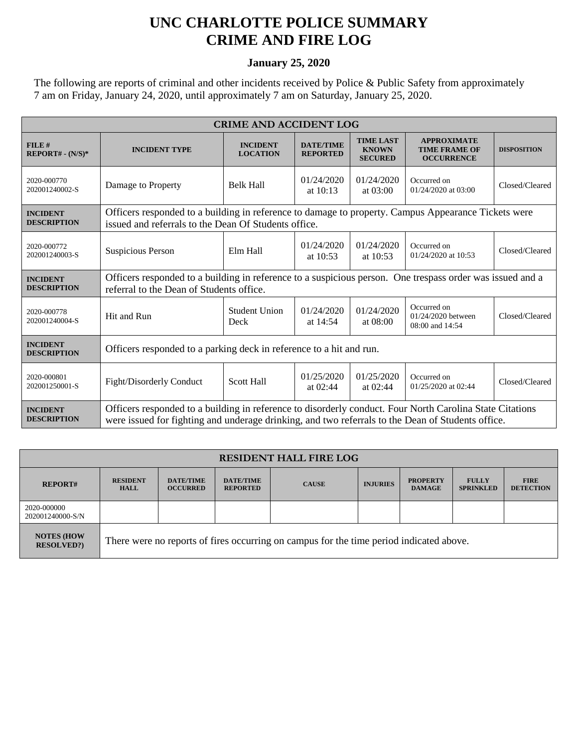# UNC CHARLOTTE POLICE SUMMARY
# CRIME AND FIRE LOG

**January 25, 2020**

The following are reports of criminal and other incidents received by Police & Public Safety from approximately 7 am on Friday, January 24, 2020, until approximately 7 am on Saturday, January 25, 2020.

| CRIME AND ACCIDENT LOG | | | | | | |
|---|---|---|---|---|---|---|
| **FILE # REPORT# - (N/S)*** | **INCIDENT TYPE** | **INCIDENT LOCATION** | **DATE/TIME REPORTED** | **TIME LAST KNOWN SECURED** | **APPROXIMATE TIME FRAME OF OCCURRENCE** | **DISPOSITION** |
| 2020-000770 202001240002-S | Damage to Property | Belk Hall | 01/24/2020 at 10:13 | 01/24/2020 at 03:00 | Occurred on 01/24/2020 at 03:00 | Closed/Cleared |
| **INCIDENT DESCRIPTION** | Officers responded to a building in reference to damage to property. Campus Appearance Tickets were issued and referrals to the Dean Of Students office. | | | | | |
| 2020-000772 202001240003-S | Suspicious Person | Elm Hall | 01/24/2020 at 10:53 | 01/24/2020 at 10:53 | Occurred on 01/24/2020 at 10:53 | Closed/Cleared |
| **INCIDENT DESCRIPTION** | Officers responded to a building in reference to a suspicious person. One trespass order was issued and a referral to the Dean of Students office. | | | | | |
| 2020-000778 202001240004-S | Hit and Run | Student Union Deck | 01/24/2020 at 14:54 | 01/24/2020 at 08:00 | Occurred on 01/24/2020 between 08:00 and 14:54 | Closed/Cleared |
| **INCIDENT DESCRIPTION** | Officers responded to a parking deck in reference to a hit and run. | | | | | |
| 2020-000801 202001250001-S | Fight/Disorderly Conduct | Scott Hall | 01/25/2020 at 02:44 | 01/25/2020 at 02:44 | Occurred on 01/25/2020 at 02:44 | Closed/Cleared |
| **INCIDENT DESCRIPTION** | Officers responded to a building in reference to disorderly conduct. Four North Carolina State Citations were issued for fighting and underage drinking, and two referrals to the Dean of Students office. | | | | | |

| RESIDENT HALL FIRE LOG | | | | | | | | |
|---|---|---|---|---|---|---|---|---|
| **REPORT#** | **RESIDENT HALL** | **DATE/TIME OCCURRED** | **DATE/TIME REPORTED** | **CAUSE** | **INJURIES** | **PROPERTY DAMAGE** | **FULLY SPRINKLED** | **FIRE DETECTION** |
| 2020-000000 202001240000-S/N | | | | | | | | |
| **NOTES (HOW RESOLVED?)** | There were no reports of fires occurring on campus for the time period indicated above. | | | | | | | |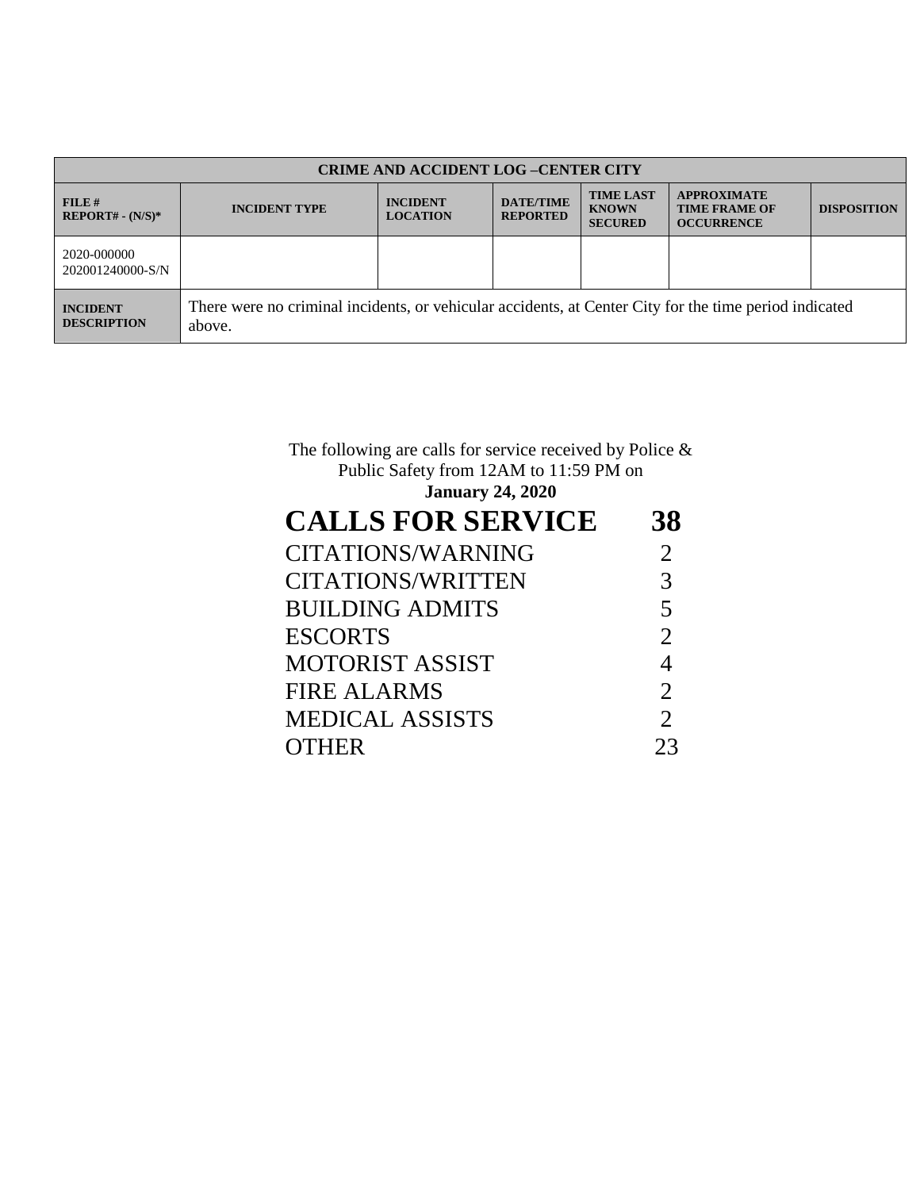| CRIME AND ACCIDENT LOG –CENTER CITY | | | | | | |
|---|---|---|---|---|---|---|
| **FILE # REPORT# - (N/S)*** | **INCIDENT TYPE** | **INCIDENT LOCATION** | **DATE/TIME REPORTED** | **TIME LAST KNOWN SECURED** | **APPROXIMATE TIME FRAME OF OCCURRENCE** | **DISPOSITION** |
| 2020-000000 202001240000-S/N | | | | | | |
| **INCIDENT DESCRIPTION** | There were no criminal incidents, or vehicular accidents, at Center City for the time period indicated above. | | | | | |

The following are calls for service received by Police & Public Safety from 12AM to 11:59 PM on

**January 24, 2020**

| | |
|---|---|
| **CALLS FOR SERVICE** | **38** |
| CITATIONS/WARNING | 2 |
| CITATIONS/WRITTEN | 3 |
| BUILDING ADMITS | 5 |
| ESCORTS | 2 |
| MOTORIST ASSIST | 4 |
| FIRE ALARMS | 2 |
| MEDICAL ASSISTS | 2 |
| OTHER | 23 |